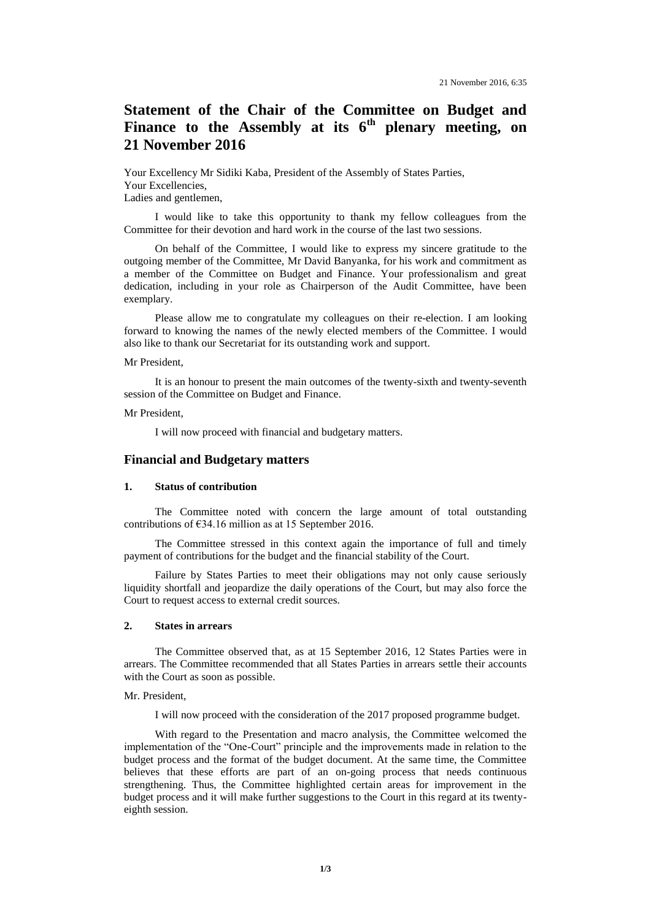21 November 2016, 6:35

# Statement of the Chair of the Committee on Budget and Finance to the Assembly at its 6th plenary meeting, on 21 November 2016

Your Excellency Mr Sidiki Kaba, President of the Assembly of States Parties,
Your Excellencies,
Ladies and gentlemen,

I would like to take this opportunity to thank my fellow colleagues from the Committee for their devotion and hard work in the course of the last two sessions.

On behalf of the Committee, I would like to express my sincere gratitude to the outgoing member of the Committee, Mr David Banyanka, for his work and commitment as a member of the Committee on Budget and Finance. Your professionalism and great dedication, including in your role as Chairperson of the Audit Committee, have been exemplary.

Please allow me to congratulate my colleagues on their re-election. I am looking forward to knowing the names of the newly elected members of the Committee. I would also like to thank our Secretariat for its outstanding work and support.

Mr President,

It is an honour to present the main outcomes of the twenty-sixth and twenty-seventh session of the Committee on Budget and Finance.

Mr President,

I will now proceed with financial and budgetary matters.

## Financial and Budgetary matters

### 1. Status of contribution

The Committee noted with concern the large amount of total outstanding contributions of €34.16 million as at 15 September 2016.

The Committee stressed in this context again the importance of full and timely payment of contributions for the budget and the financial stability of the Court.

Failure by States Parties to meet their obligations may not only cause seriously liquidity shortfall and jeopardize the daily operations of the Court, but may also force the Court to request access to external credit sources.

### 2. States in arrears

The Committee observed that, as at 15 September 2016, 12 States Parties were in arrears. The Committee recommended that all States Parties in arrears settle their accounts with the Court as soon as possible.

Mr. President,

I will now proceed with the consideration of the 2017 proposed programme budget.

With regard to the Presentation and macro analysis, the Committee welcomed the implementation of the "One-Court" principle and the improvements made in relation to the budget process and the format of the budget document. At the same time, the Committee believes that these efforts are part of an on-going process that needs continuous strengthening. Thus, the Committee highlighted certain areas for improvement in the budget process and it will make further suggestions to the Court in this regard at its twenty-eighth session.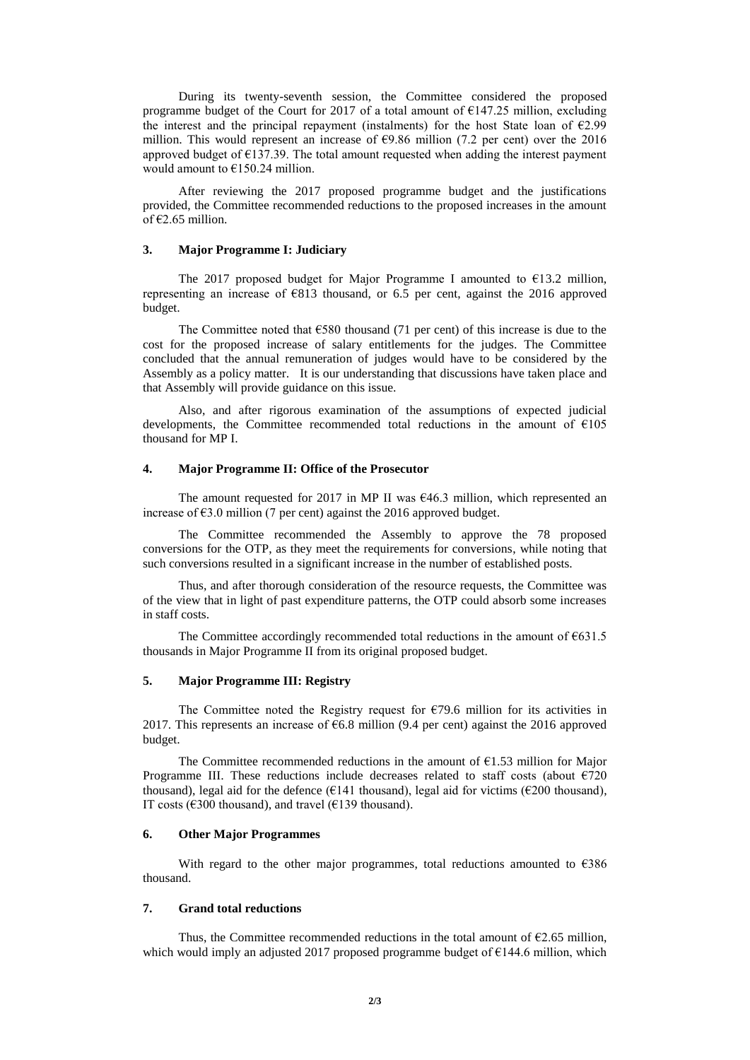During its twenty-seventh session, the Committee considered the proposed programme budget of the Court for 2017 of a total amount of €147.25 million, excluding the interest and the principal repayment (instalments) for the host State loan of €2.99 million. This would represent an increase of €9.86 million (7.2 per cent) over the 2016 approved budget of €137.39. The total amount requested when adding the interest payment would amount to €150.24 million.

After reviewing the 2017 proposed programme budget and the justifications provided, the Committee recommended reductions to the proposed increases in the amount of €2.65 million.

### 3. Major Programme I: Judiciary

The 2017 proposed budget for Major Programme I amounted to €13.2 million, representing an increase of €813 thousand, or 6.5 per cent, against the 2016 approved budget.

The Committee noted that €580 thousand (71 per cent) of this increase is due to the cost for the proposed increase of salary entitlements for the judges. The Committee concluded that the annual remuneration of judges would have to be considered by the Assembly as a policy matter. It is our understanding that discussions have taken place and that Assembly will provide guidance on this issue.

Also, and after rigorous examination of the assumptions of expected judicial developments, the Committee recommended total reductions in the amount of €105 thousand for MP I.

### 4. Major Programme II: Office of the Prosecutor

The amount requested for 2017 in MP II was €46.3 million, which represented an increase of €3.0 million (7 per cent) against the 2016 approved budget.

The Committee recommended the Assembly to approve the 78 proposed conversions for the OTP, as they meet the requirements for conversions, while noting that such conversions resulted in a significant increase in the number of established posts.

Thus, and after thorough consideration of the resource requests, the Committee was of the view that in light of past expenditure patterns, the OTP could absorb some increases in staff costs.

The Committee accordingly recommended total reductions in the amount of €631.5 thousands in Major Programme II from its original proposed budget.

### 5. Major Programme III: Registry

The Committee noted the Registry request for €79.6 million for its activities in 2017. This represents an increase of €6.8 million (9.4 per cent) against the 2016 approved budget.

The Committee recommended reductions in the amount of €1.53 million for Major Programme III. These reductions include decreases related to staff costs (about €720 thousand), legal aid for the defence (€141 thousand), legal aid for victims (€200 thousand), IT costs (€300 thousand), and travel (€139 thousand).

### 6. Other Major Programmes

With regard to the other major programmes, total reductions amounted to €386 thousand.

### 7. Grand total reductions

Thus, the Committee recommended reductions in the total amount of €2.65 million, which would imply an adjusted 2017 proposed programme budget of €144.6 million, which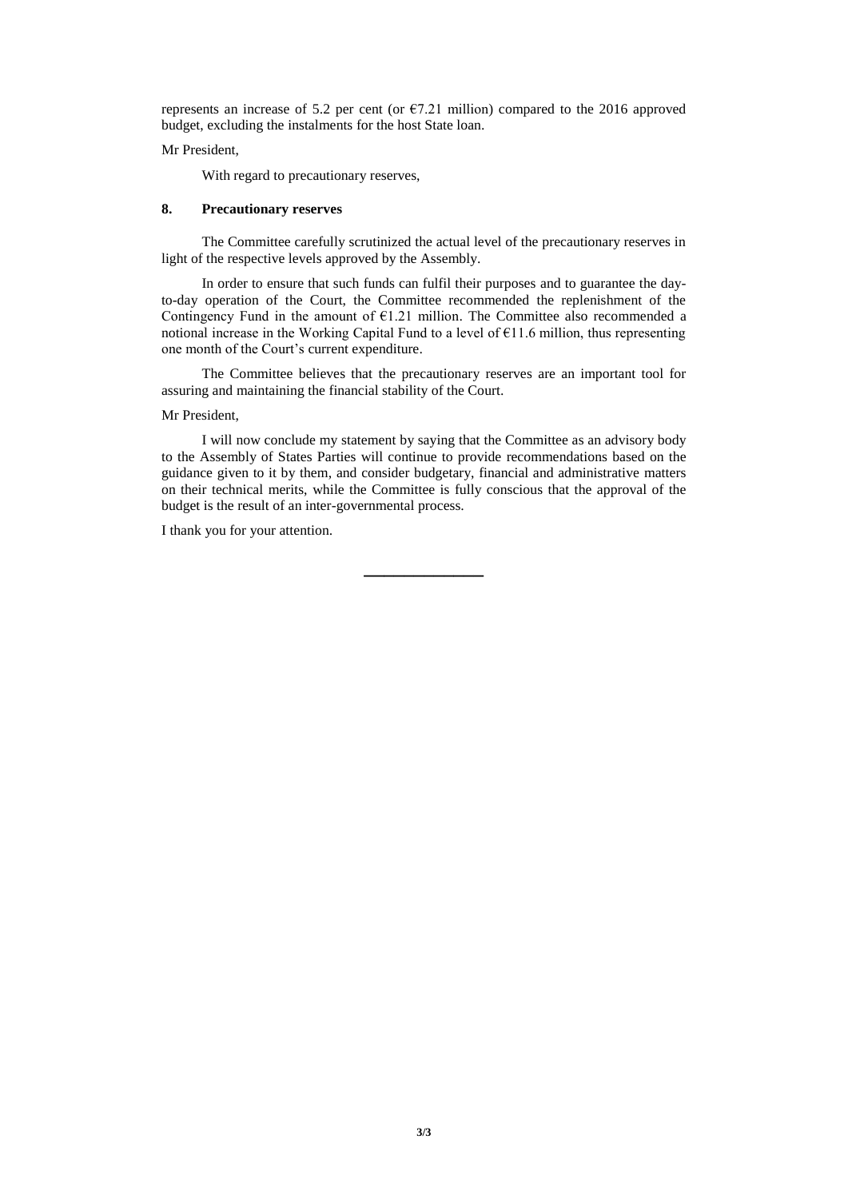represents an increase of 5.2 per cent (or €7.21 million) compared to the 2016 approved budget, excluding the instalments for the host State loan.

Mr President,

With regard to precautionary reserves,

## 8. Precautionary reserves

The Committee carefully scrutinized the actual level of the precautionary reserves in light of the respective levels approved by the Assembly.

In order to ensure that such funds can fulfil their purposes and to guarantee the day-to-day operation of the Court, the Committee recommended the replenishment of the Contingency Fund in the amount of €1.21 million. The Committee also recommended a notional increase in the Working Capital Fund to a level of €11.6 million, thus representing one month of the Court's current expenditure.

The Committee believes that the precautionary reserves are an important tool for assuring and maintaining the financial stability of the Court.

Mr President,

I will now conclude my statement by saying that the Committee as an advisory body to the Assembly of States Parties will continue to provide recommendations based on the guidance given to it by them, and consider budgetary, financial and administrative matters on their technical merits, while the Committee is fully conscious that the approval of the budget is the result of an inter-governmental process.

I thank you for your attention.

---